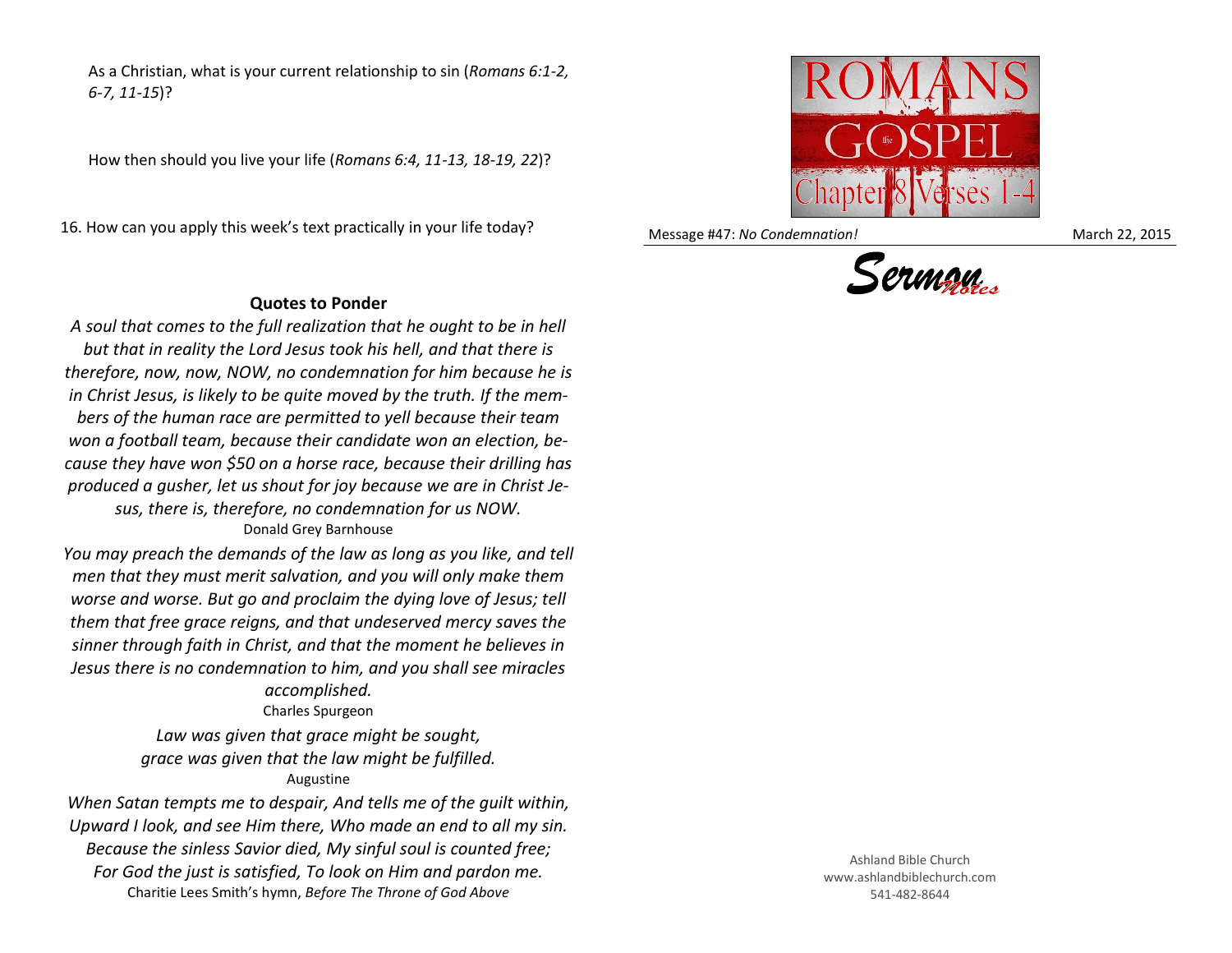As a Christian, what is your current relationship to sin (*Romans 6:1-2, 6-7, 11-15*)?

How then should you live your life (*Romans 6:4, 11-13, 18-19, 22*)?

16. How can you apply this week's text practically in your life today?

### Quotes to Ponder

*A soul that comes to the full realization that he ought to be in hell but that in reality the Lord Jesus took his hell, and that there is therefore, now, now, NOW, no condemnation for him because he is in Christ Jesus, is likely to be quite moved by the truth. If the members of the human race are permitted to yell because their team won a football team, because their candidate won an election, because they have won $50 on a horse race, because their drilling has produced a gusher, let us shout for joy because we are in Christ Jesus, there is, therefore, no condemnation for us NOW.*

Donald Grey Barnhouse

*You may preach the demands of the law as long as you like, and tell men that they must merit salvation, and you will only make them worse and worse. But go and proclaim the dying love of Jesus; tell them that free grace reigns, and that undeserved mercy saves the sinner through faith in Christ, and that the moment he believes in Jesus there is no condemnation to him, and you shall see miracles accomplished.*

Charles Spurgeon

*Law was given that grace might be sought,*
*grace was given that the law might be fulfilled.*

Augustine

*When Satan tempts me to despair, And tells me of the guilt within,*
*Upward I look, and see Him there, Who made an end to all my sin.*
*Because the sinless Savior died, My sinful soul is counted free;*
*For God the just is satisfied, To look on Him and pardon me.*

Charitie Lees Smith's hymn, *Before The Throne of God Above*

ROMANS the GOSPEL Chapter 8 Verses 1-4

Message #47: *No Condemnation!* — March 22, 2015

*Sermon Notes*

Ashland Bible Church
www.ashlandbiblechurch.com
541-482-8644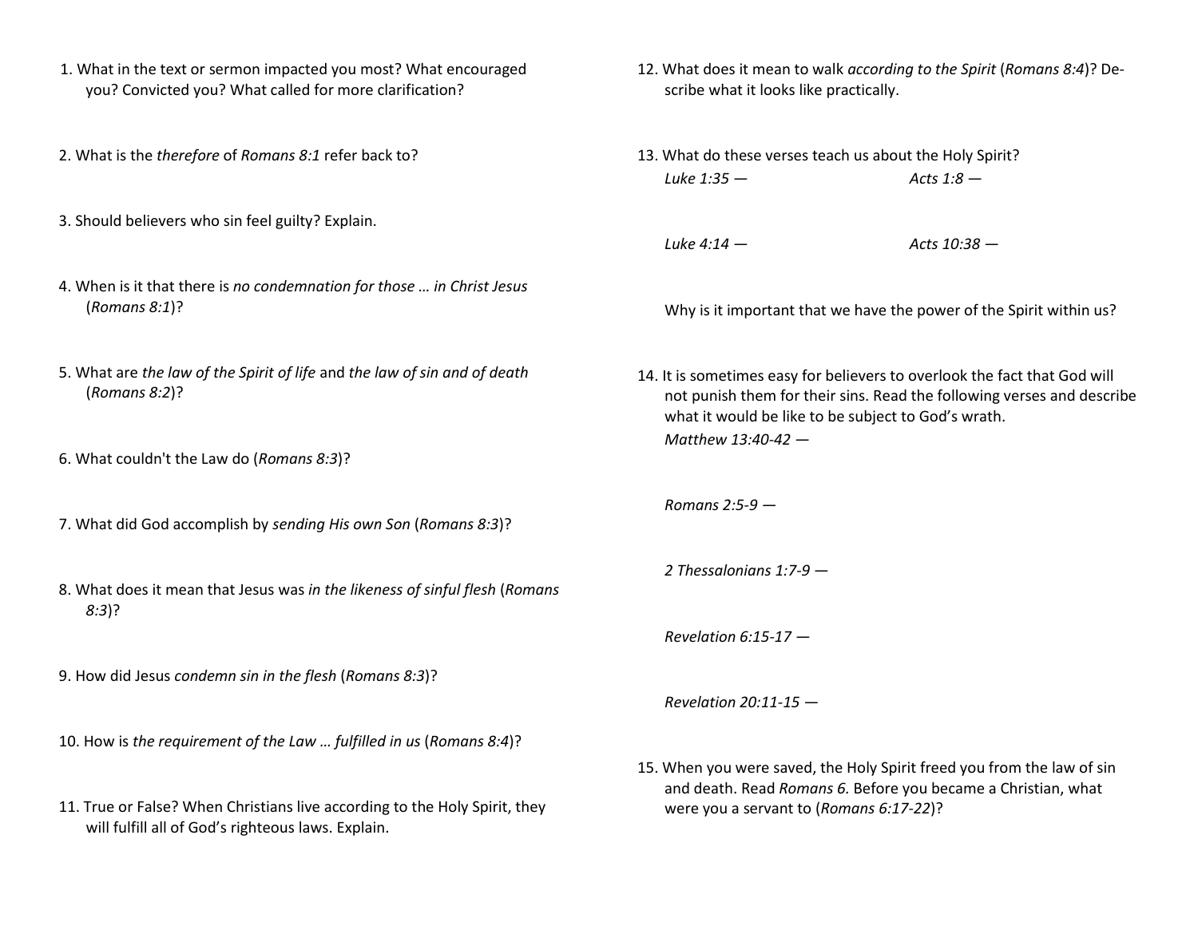1. What in the text or sermon impacted you most? What encouraged you? Convicted you? What called for more clarification?

2. What is the *therefore* of *Romans 8:1* refer back to?

3. Should believers who sin feel guilty? Explain.

4. When is it that there is *no condemnation for those … in Christ Jesus* (*Romans 8:1*)?

5. What are *the law of the Spirit of life* and *the law of sin and of death* (*Romans 8:2*)?

6. What couldn't the Law do (*Romans 8:3*)?

7. What did God accomplish by *sending His own Son* (*Romans 8:3*)?

8. What does it mean that Jesus was *in the likeness of sinful flesh* (*Romans 8:3*)?

9. How did Jesus *condemn sin in the flesh* (*Romans 8:3*)?

10. How is *the requirement of the Law … fulfilled in us* (*Romans 8:4*)?

11. True or False? When Christians live according to the Holy Spirit, they will fulfill all of God's righteous laws. Explain.

12. What does it mean to walk *according to the Spirit* (*Romans 8:4*)? Describe what it looks like practically.

13. What do these verses teach us about the Holy Spirit?

    *Luke 1:35 —*

    *Acts 1:8 —*

    *Luke 4:14 —*

    *Acts 10:38 —*

    Why is it important that we have the power of the Spirit within us?

14. It is sometimes easy for believers to overlook the fact that God will not punish them for their sins. Read the following verses and describe what it would be like to be subject to God's wrath.

    *Matthew 13:40-42 —*

    *Romans 2:5-9 —*

    *2 Thessalonians 1:7-9 —*

    *Revelation 6:15-17 —*

    *Revelation 20:11-15 —*

15. When you were saved, the Holy Spirit freed you from the law of sin and death. Read *Romans 6.* Before you became a Christian, what were you a servant to (*Romans 6:17-22*)?